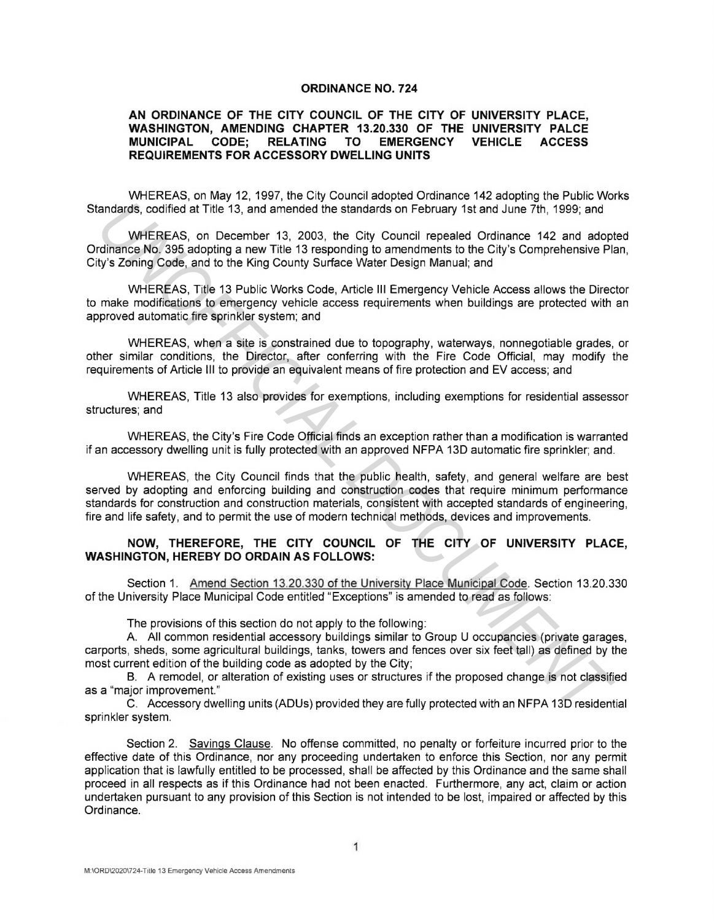**ORDINANCE NO. 724**

**AN ORDINANCE OF THE CITY COUNCIL OF THE CITY OF UNIVERSITY PLACE, WASHINGTON, AMENDING CHAPTER 13.20.330 OF THE UNIVERSITY PALCE MUNICIPAL CODE; RELATING TO EMERGENCY VEHICLE ACCESS REQUIREMENTS FOR ACCESSORY DWELLING UNITS**

WHEREAS, on May 12, 1997, the City Council adopted Ordinance 142 adopting the Public Works Standards, codified at Title 13, and amended the standards on February 1st and June 7th, 1999; and

WHEREAS, on December 13, 2003, the City Council repealed Ordinance 142 and adopted Ordinance No. 395 adopting a new Title 13 responding to amendments to the City's Comprehensive Plan, City's Zoning Code, and to the King County Surface Water Design Manual; and

WHEREAS, Title 13 Public Works Code, Article III Emergency Vehicle Access allows the Director to make modifications to emergency vehicle access requirements when buildings are protected with an approved automatic fire sprinkler system; and

WHEREAS, when a site is constrained due to topography, waterways, nonnegotiable grades, or other similar conditions, the Director, after conferring with the Fire Code Official, may modify the requirements of Article III to provide an equivalent means of fire protection and EV access; and

WHEREAS, Title 13 also provides for exemptions, including exemptions for residential assessor structures; and

WHEREAS, the City's Fire Code Official finds an exception rather than a modification is warranted if an accessory dwelling unit is fully protected with an approved NFPA 13D automatic fire sprinkler; and.

WHEREAS, the City Council finds that the public health, safety, and general welfare are best served by adopting and enforcing building and construction codes that require minimum performance standards for construction and construction materials, consistent with accepted standards of engineering, fire and life safety, and to permit the use of modern technical methods, devices and improvements.

**NOW, THEREFORE, THE CITY COUNCIL OF THE CITY OF UNIVERSITY PLACE, WASHINGTON, HEREBY DO ORDAIN AS FOLLOWS:**

Section 1. Amend Section 13.20.330 of the University Place Municipal Code. Section 13.20.330 of the University Place Municipal Code entitled "Exceptions" is amended to read as follows:

The provisions of this section do not apply to the following:

A. All common residential accessory buildings similar to Group U occupancies (private garages, carports, sheds, some agricultural buildings, tanks, towers and fences over six feet tall) as defined by the most current edition of the building code as adopted by the City;

B. A remodel, or alteration of existing uses or structures if the proposed change is not classified as a "major improvement."

C. Accessory dwelling units (ADUs) provided they are fully protected with an NFPA 13D residential sprinkler system.

Section 2. Savings Clause. No offense committed, no penalty or forfeiture incurred prior to the effective date of this Ordinance, nor any proceeding undertaken to enforce this Section, nor any permit application that is lawfully entitled to be processed, shall be affected by this Ordinance and the same shall proceed in all respects as if this Ordinance had not been enacted. Furthermore, any act, claim or action undertaken pursuant to any provision of this Section is not intended to be lost, impaired or affected by this Ordinance.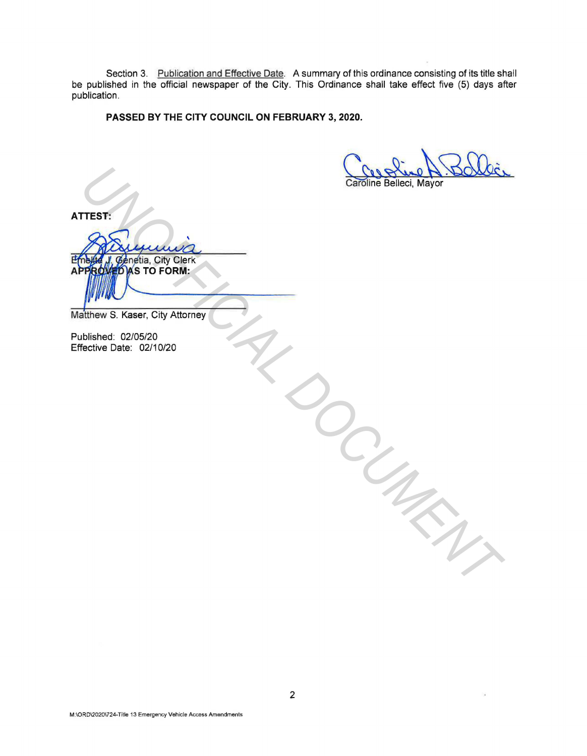Section 3. Publication and Effective Date. A summary of this ordinance consisting of its title shall be published in the official newspaper of the City. This Ordinance shall take effect five (5) days after publication.

**PASSED BY THE CITY COUNCIL ON FEBRUARY 3, 2020.**

Caroline Belleci, Mayor

**ATTEST:**

Emelita J. Genetia, City Clerk

**APPROVED AS TO FORM:**

Matthew S. Kaser, City Attorney

Published: 02/05/20
Effective Date: 02/10/20

M:\ORD\2020\724-Title 13 Emergency Vehicle Access Amendments